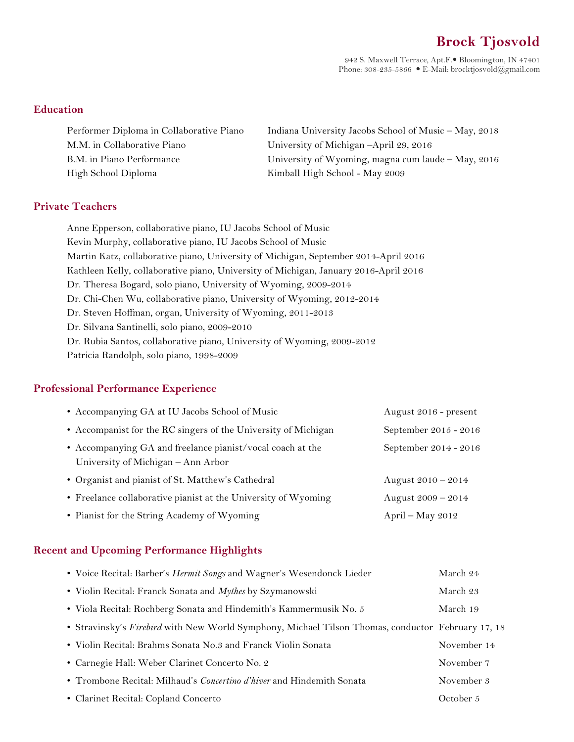# Brock Tjosvold

942 S. Maxwell Terrace, Apt.F.• Bloomington, IN 47401
Phone: 308-235-5866 • E-Mail: brocktjosvold@gmail.com

## Education

| | |
|---|---|
| Performer Diploma in Collaborative Piano | Indiana University Jacobs School of Music – May, 2018 |
| M.M. in Collaborative Piano | University of Michigan –April 29, 2016 |
| B.M. in Piano Performance | University of Wyoming, magna cum laude – May, 2016 |
| High School Diploma | Kimball High School - May 2009 |

## Private Teachers

Anne Epperson, collaborative piano, IU Jacobs School of Music
Kevin Murphy, collaborative piano, IU Jacobs School of Music
Martin Katz, collaborative piano, University of Michigan, September 2014-April 2016
Kathleen Kelly, collaborative piano, University of Michigan, January 2016-April 2016
Dr. Theresa Bogard, solo piano, University of Wyoming, 2009-2014
Dr. Chi-Chen Wu, collaborative piano, University of Wyoming, 2012-2014
Dr. Steven Hoffman, organ, University of Wyoming, 2011-2013
Dr. Silvana Santinelli, solo piano, 2009-2010
Dr. Rubia Santos, collaborative piano, University of Wyoming, 2009-2012
Patricia Randolph, solo piano, 1998-2009

## Professional Performance Experience

- Accompanying GA at IU Jacobs School of Music — August 2016 - present
- Accompanist for the RC singers of the University of Michigan — September 2015 - 2016
- Accompanying GA and freelance pianist/vocal coach at the University of Michigan – Ann Arbor — September 2014 - 2016
- Organist and pianist of St. Matthew's Cathedral — August 2010 – 2014
- Freelance collaborative pianist at the University of Wyoming — August 2009 – 2014
- Pianist for the String Academy of Wyoming — April – May 2012

## Recent and Upcoming Performance Highlights

- Voice Recital: Barber's *Hermit Songs* and Wagner's Wesendonck Lieder — March 24
- Violin Recital: Franck Sonata and *Mythes* by Szymanowski — March 23
- Viola Recital: Rochberg Sonata and Hindemith's Kammermusik No. 5 — March 19
- Stravinsky's *Firebird* with New World Symphony, Michael Tilson Thomas, conductor — February 17, 18
- Violin Recital: Brahms Sonata No.3 and Franck Violin Sonata — November 14
- Carnegie Hall: Weber Clarinet Concerto No. 2 — November 7
- Trombone Recital: Milhaud's *Concertino d'hiver* and Hindemith Sonata — November 3
- Clarinet Recital: Copland Concerto — October 5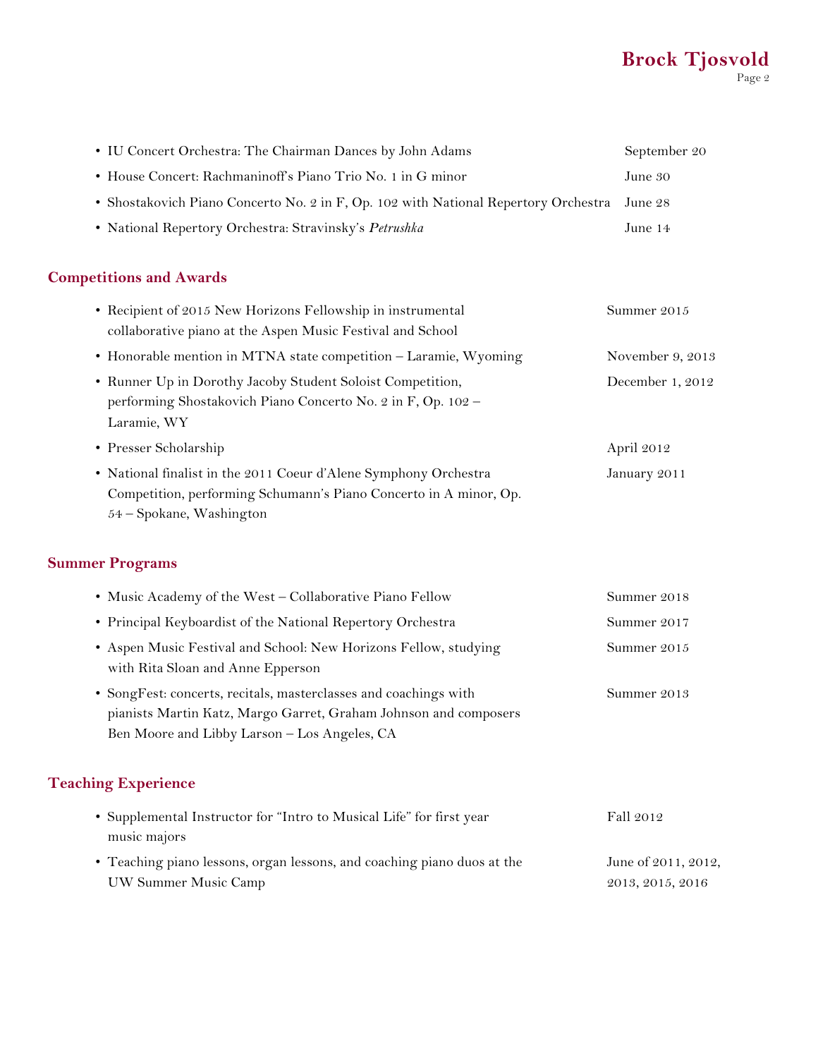- IU Concert Orchestra: The Chairman Dances by John Adams — September 20
- House Concert: Rachmaninoff's Piano Trio No. 1 in G minor — June 30
- Shostakovich Piano Concerto No. 2 in F, Op. 102 with National Repertory Orchestra — June 28
- National Repertory Orchestra: Stravinsky's *Petrushka* — June 14

## Competitions and Awards

- Recipient of 2015 New Horizons Fellowship in instrumental collaborative piano at the Aspen Music Festival and School — Summer 2015
- Honorable mention in MTNA state competition – Laramie, Wyoming — November 9, 2013
- Runner Up in Dorothy Jacoby Student Soloist Competition, performing Shostakovich Piano Concerto No. 2 in F, Op. 102 – Laramie, WY — December 1, 2012
- Presser Scholarship — April 2012
- National finalist in the 2011 Coeur d'Alene Symphony Orchestra Competition, performing Schumann's Piano Concerto in A minor, Op. 54 – Spokane, Washington — January 2011

## Summer Programs

- Music Academy of the West – Collaborative Piano Fellow — Summer 2018
- Principal Keyboardist of the National Repertory Orchestra — Summer 2017
- Aspen Music Festival and School: New Horizons Fellow, studying with Rita Sloan and Anne Epperson — Summer 2015
- SongFest: concerts, recitals, masterclasses and coachings with pianists Martin Katz, Margo Garret, Graham Johnson and composers Ben Moore and Libby Larson – Los Angeles, CA — Summer 2013

## Teaching Experience

- Supplemental Instructor for "Intro to Musical Life" for first year music majors — Fall 2012
- Teaching piano lessons, organ lessons, and coaching piano duos at the UW Summer Music Camp — June of 2011, 2012, 2013, 2015, 2016